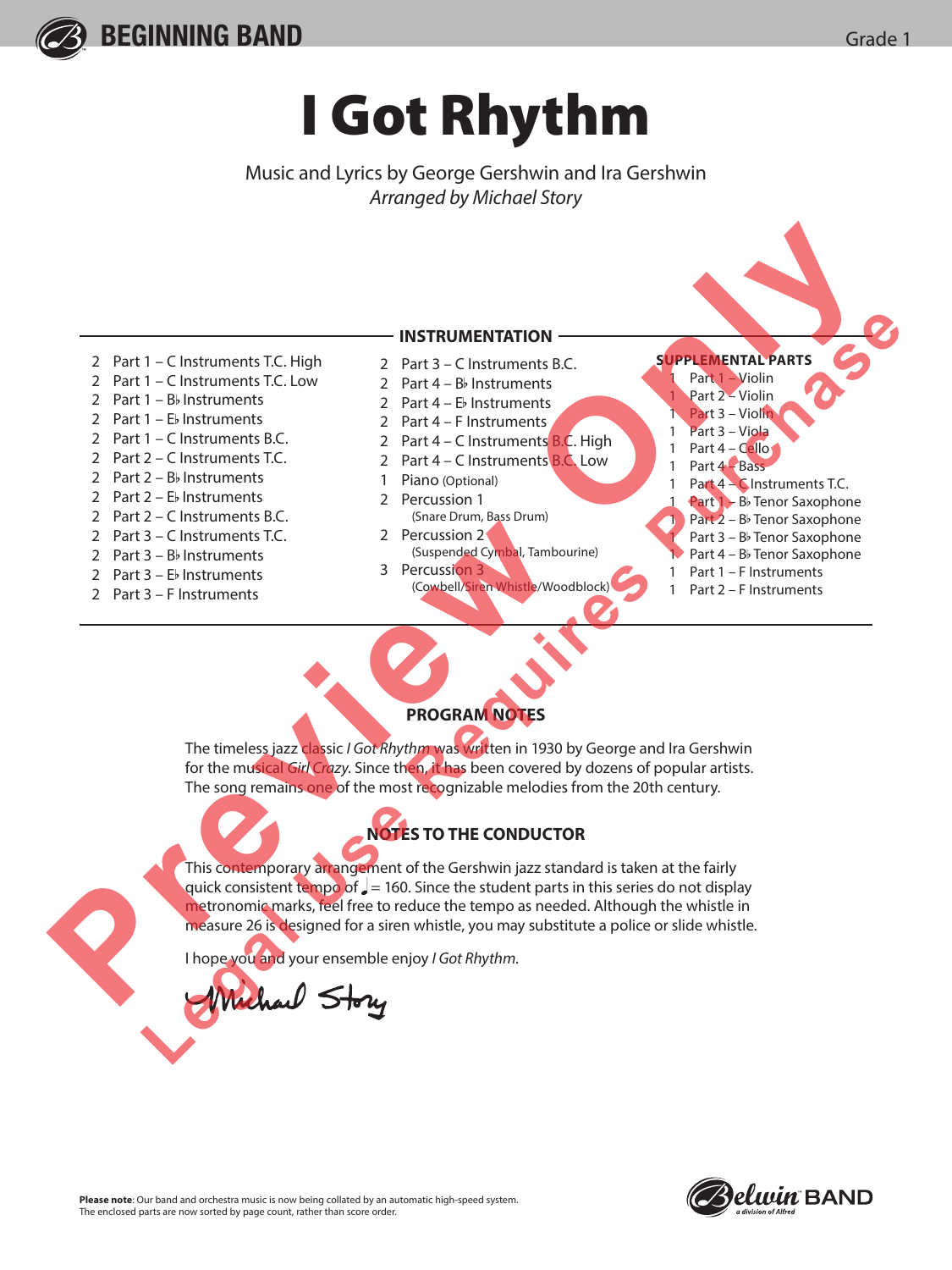BEGINNING BAND

Grade 1

# I Got Rhythm

Music and Lyrics by George Gershwin and Ira Gershwin
*Arranged by Michael Story*

## INSTRUMENTATION

2 Part 1 – C Instruments T.C. High
2 Part 1 – C Instruments T.C. Low
2 Part 1 – B♭ Instruments
2 Part 1 – E♭ Instruments
2 Part 1 – C Instruments B.C.
2 Part 2 – C Instruments T.C.
2 Part 2 – B♭ Instruments
2 Part 2 – E♭ Instruments
2 Part 2 – C Instruments B.C.
2 Part 3 – C Instruments T.C.
2 Part 3 – B♭ Instruments
2 Part 3 – E♭ Instruments
2 Part 3 – F Instruments
2 Part 3 – C Instruments B.C.
2 Part 4 – B♭ Instruments
2 Part 4 – E♭ Instruments
2 Part 4 – F Instruments
2 Part 4 – C Instruments B.C. High
2 Part 4 – C Instruments B.C. Low
1 Piano (Optional)
2 Percussion 1
(Snare Drum, Bass Drum)
2 Percussion 2
(Suspended Cymbal, Tambourine)
3 Percussion 3
(Cowbell/Siren Whistle/Woodblock)

**SUPPLEMENTAL PARTS**

1 Part 1 – Violin
1 Part 2 – Violin
1 Part 3 – Violin
1 Part 3 – Viola
1 Part 4 – Cello
1 Part 4 – Bass
1 Part 4 – C Instruments T.C.
1 Part 1 – B♭ Tenor Saxophone
1 Part 2 – B♭ Tenor Saxophone
1 Part 3 – B♭ Tenor Saxophone
1 Part 4 – B♭ Tenor Saxophone
1 Part 1 – F Instruments
1 Part 2 – F Instruments

## PROGRAM NOTES

The timeless jazz classic *I Got Rhythm* was written in 1930 by George and Ira Gershwin for the musical *Girl Crazy*. Since then, it has been covered by dozens of popular artists. The song remains one of the most recognizable melodies from the 20th century.

## NOTES TO THE CONDUCTOR

This contemporary arrangement of the Gershwin jazz standard is taken at the fairly quick consistent tempo of ♩ = 160. Since the student parts in this series do not display metronomic marks, feel free to reduce the tempo as needed. Although the whistle in measure 26 is designed for a siren whistle, you may substitute a police or slide whistle.

I hope you and your ensemble enjoy *I Got Rhythm*.

Michael Story

**Please note**: Our band and orchestra music is now being collated by an automatic high-speed system. The enclosed parts are now sorted by page count, rather than score order.

Belwin BAND
*a division of Alfred*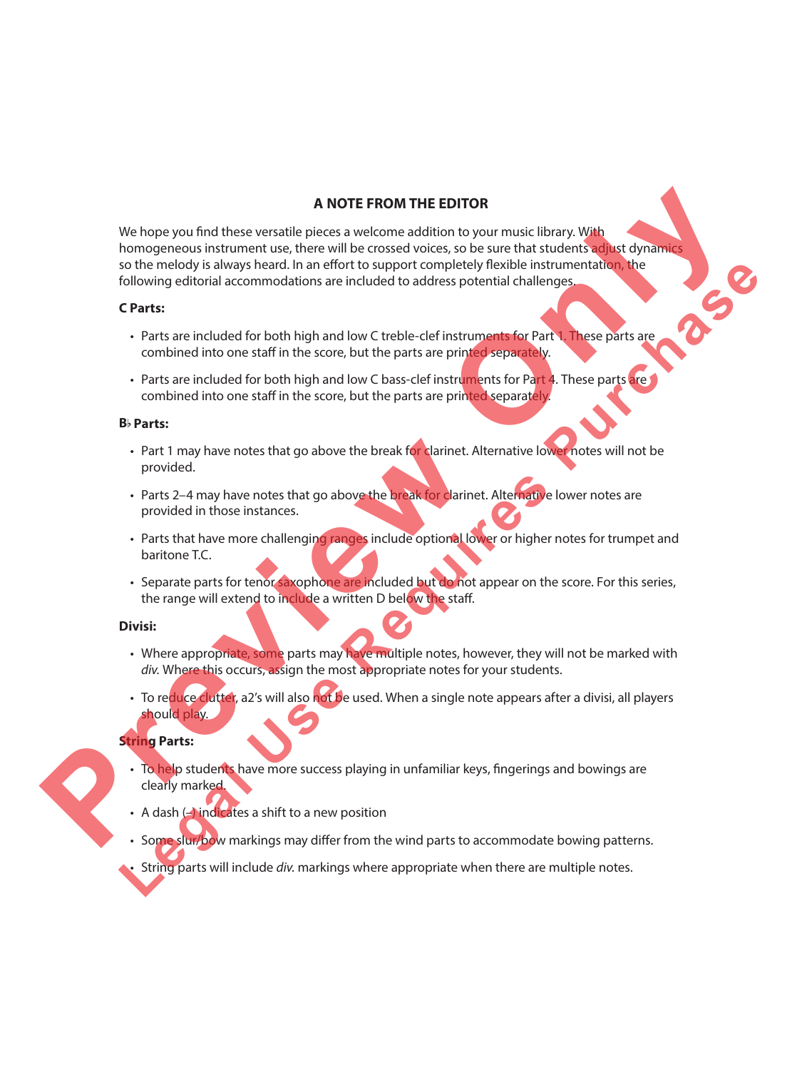## A NOTE FROM THE EDITOR

We hope you find these versatile pieces a welcome addition to your music library. With homogeneous instrument use, there will be crossed voices, so be sure that students adjust dynamics so the melody is always heard. In an effort to support completely flexible instrumentation, the following editorial accommodations are included to address potential challenges.

**C Parts:**

- Parts are included for both high and low C treble-clef instruments for Part 1. These parts are combined into one staff in the score, but the parts are printed separately.
- Parts are included for both high and low C bass-clef instruments for Part 4. These parts are combined into one staff in the score, but the parts are printed separately.

**B♭ Parts:**

- Part 1 may have notes that go above the break for clarinet. Alternative lower notes will not be provided.
- Parts 2–4 may have notes that go above the break for clarinet. Alternative lower notes are provided in those instances.
- Parts that have more challenging ranges include optional lower or higher notes for trumpet and baritone T.C.
- Separate parts for tenor saxophone are included but do not appear on the score. For this series, the range will extend to include a written D below the staff.

**Divisi:**

- Where appropriate, some parts may have multiple notes, however, they will not be marked with *div.* Where this occurs, assign the most appropriate notes for your students.
- To reduce clutter, a2's will also not be used. When a single note appears after a divisi, all players should play.

**String Parts:**

- To help students have more success playing in unfamiliar keys, fingerings and bowings are clearly marked.
- A dash (–) indicates a shift to a new position
- Some slur/bow markings may differ from the wind parts to accommodate bowing patterns.
- String parts will include *div.* markings where appropriate when there are multiple notes.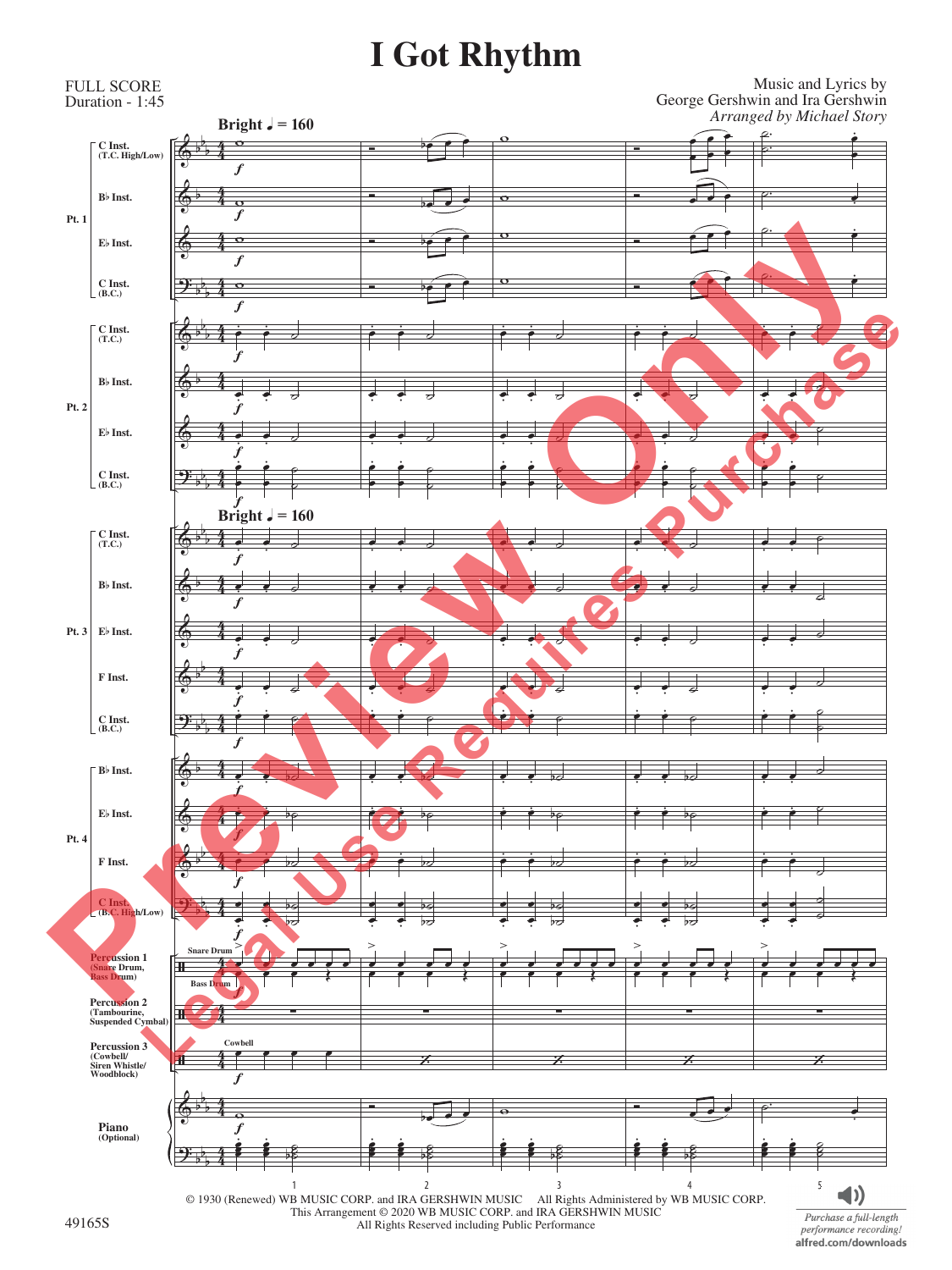# I Got Rhythm

FULL SCORE
Duration - 1:45

Music and Lyrics by
George Gershwin and Ira Gershwin
*Arranged by Michael Story*

**Bright ♩ = 160**

Pt. 1: C Inst. (T.C. High/Low), B♭ Inst., E♭ Inst., C Inst. (B.C.)

Pt. 2: C Inst. (T.C.), B♭ Inst., E♭ Inst., C Inst. (B.C.)

Pt. 3: C Inst. (T.C.), B♭ Inst., E♭ Inst., F Inst., C Inst. (B.C.)

Pt. 4: B♭ Inst., E♭ Inst., F Inst., C Inst. (B.C. High/Low)

Percussion 1 (Snare Drum, Bass Drum)

Percussion 2 (Tambourine, Suspended Cymbal)

Percussion 3 (Cowbell/ Siren Whistle/ Woodblock)

Piano (Optional)

© 1930 (Renewed) WB MUSIC CORP. and IRA GERSHWIN MUSIC All Rights Administered by WB MUSIC CORP.
This Arrangement © 2020 WB MUSIC CORP. and IRA GERSHWIN MUSIC
All Rights Reserved including Public Performance

49165S

*Purchase a full-length performance recording!*
alfred.com/downloads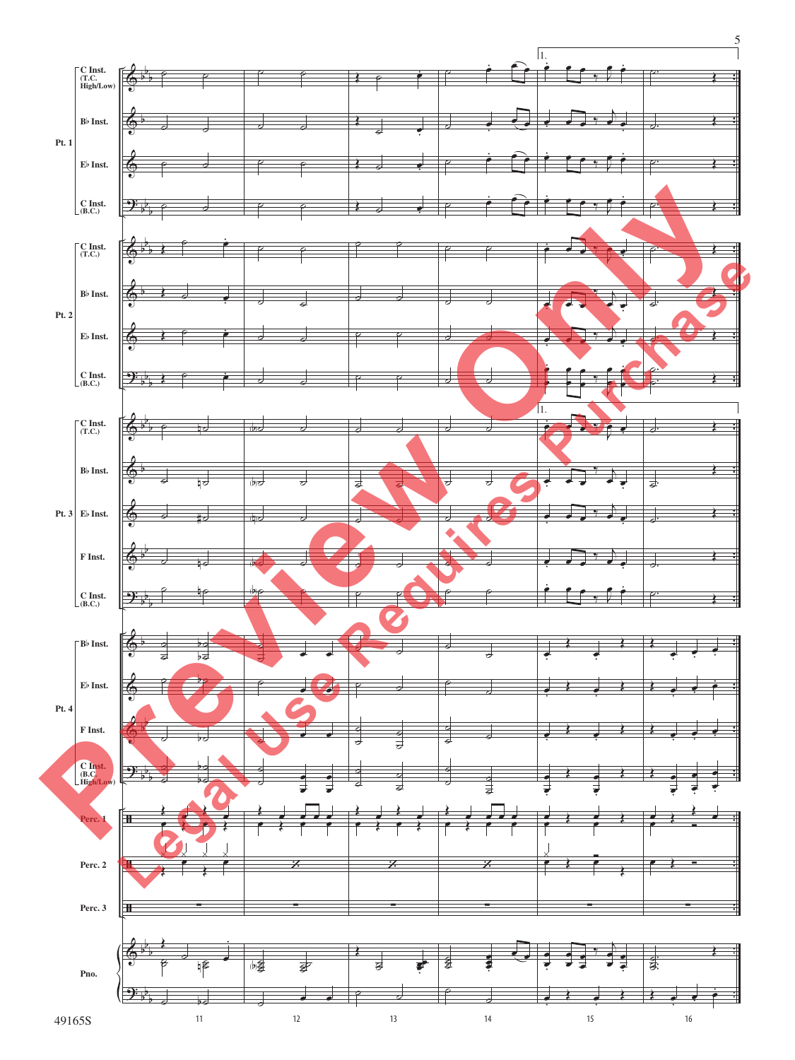| | |
|---|---|
| **Pt. 1** | C Inst. (T.C. High/Low) |
| | B♭ Inst. |
| | E♭ Inst. |
| | C Inst. (B.C.) |
| **Pt. 2** | C Inst. (T.C.) |
| | B♭ Inst. |
| | E♭ Inst. |
| | C Inst. (B.C.) |
| **Pt. 3** | C Inst. (T.C.) |
| | B♭ Inst. |
| | E♭ Inst. |
| | F Inst. |
| | C Inst. (B.C.) |
| **Pt. 4** | B♭ Inst. |
| | E♭ Inst. |
| | F Inst. |
| | C Inst. (B.C. High/Low) |
| | Perc. 1 |
| | Perc. 2 |
| | Perc. 3 |
| | Pno. |

1.

11 12 13 14 15 16

49165S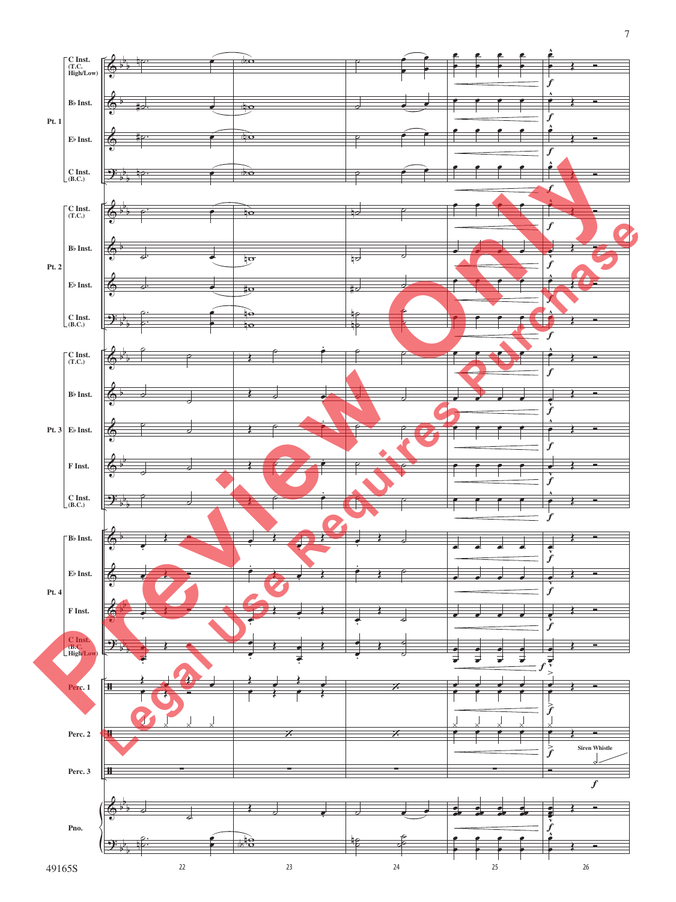Pt. 1: C Inst. (T.C. High/Low), B♭ Inst., E♭ Inst., C Inst. (B.C.)

Pt. 2: C Inst. (T.C.), B♭ Inst., E♭ Inst., C Inst. (B.C.)

Pt. 3: C Inst. (T.C.), B♭ Inst., E♭ Inst., F Inst., C Inst. (B.C.)

Pt. 4: B♭ Inst., E♭ Inst., F Inst., C Inst. (B.C. High/Low)

Perc. 1

Perc. 2

Perc. 3

Siren Whistle

Pno.

*f*

22 23 24 25 26

49165S

Preview Only
Legal Use Requires Purchase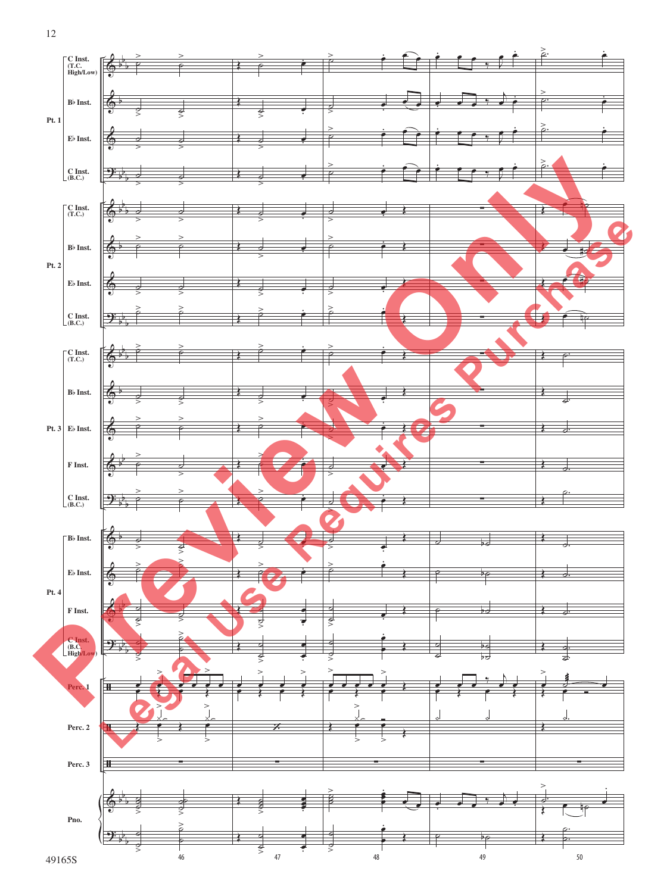| Part | Instrument |
| --- | --- |
| Pt. 1 | C Inst. (T.C. High/Low) |
| | B♭ Inst. |
| | E♭ Inst. |
| | C Inst. (B.C.) |
| Pt. 2 | C Inst. (T.C.) |
| | B♭ Inst. |
| | E♭ Inst. |
| | C Inst. (B.C.) |
| Pt. 3 | C Inst. (T.C.) |
| | B♭ Inst. |
| | E♭ Inst. |
| | F Inst. |
| | C Inst. (B.C.) |
| Pt. 4 | B♭ Inst. |
| | E♭ Inst. |
| | F Inst. |
| | C Inst. (B.C. High/Low) |
| | Perc. 1 |
| | Perc. 2 |
| | Perc. 3 |
| | Pno. |

46 47 48 49 50

49165S

Preview Only
Legal Use Requires Purchase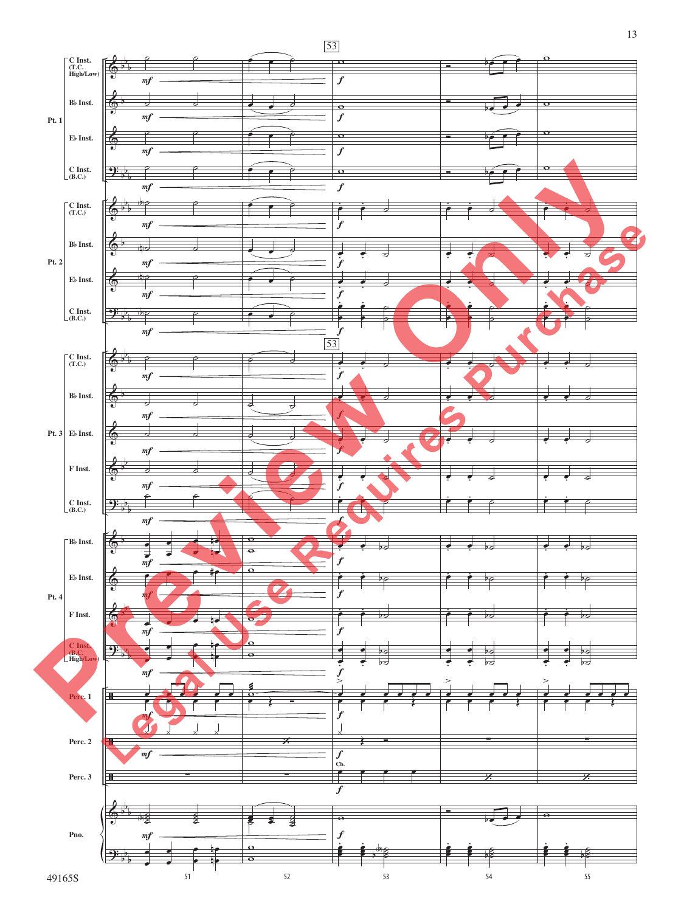53

**Pt. 1**
- C Inst. (T.C. High/Low)
- B♭ Inst.
- E♭ Inst.
- C Inst. (B.C.)

**Pt. 2**
- C Inst. (T.C.)
- B♭ Inst.
- E♭ Inst.
- C Inst. (B.C.)

**Pt. 3**
- C Inst. (T.C.)
- B♭ Inst.
- E♭ Inst.
- F Inst.
- C Inst. (B.C.)

**Pt. 4**
- B♭ Inst.
- E♭ Inst.
- F Inst.
- C Inst. (B.C. High/Low)

- Perc. 1
- Perc. 2
- Perc. 3 (Cb.)
- Pno.

*mf* — *f*

Measures: 51, 52, 53, 54, 55

Preview Only — Legal Use Requires Purchase